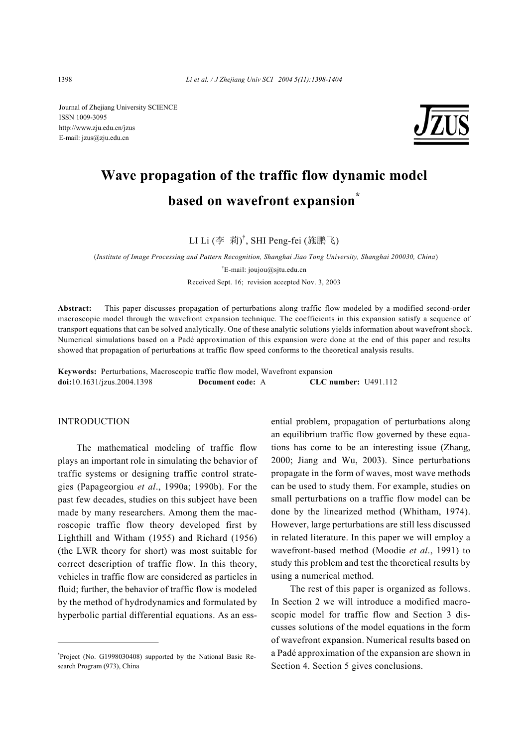Journal of Zhejiang University SCIENCE
ISSN 1009-3095
http://www.zju.edu.cn/jzus
E-mail: jzus@zju.edu.cn

# Wave propagation of the traffic flow dynamic model based on wavefront expansion*

LI Li (李 莉)†, SHI Peng-fei (施鹏飞)

(*Institute of Image Processing and Pattern Recognition, Shanghai Jiao Tong University, Shanghai 200030, China*)

†E-mail: joujou@sjtu.edu.cn

Received Sept. 16; revision accepted Nov. 3, 2003

**Abstract:** This paper discusses propagation of perturbations along traffic flow modeled by a modified second-order macroscopic model through the wavefront expansion technique. The coefficients in this expansion satisfy a sequence of transport equations that can be solved analytically. One of these analytic solutions yields information about wavefront shock. Numerical simulations based on a Padé approximation of this expansion were done at the end of this paper and results showed that propagation of perturbations at traffic flow speed conforms to the theoretical analysis results.

**Keywords:** Perturbations, Macroscopic traffic flow model, Wavefront expansion
**doi:**10.1631/jzus.2004.1398 **Document code:** A **CLC number:** U491.112

## INTRODUCTION

The mathematical modeling of traffic flow plays an important role in simulating the behavior of traffic systems or designing traffic control strategies (Papageorgiou *et al*., 1990a; 1990b). For the past few decades, studies on this subject have been made by many researchers. Among them the macroscopic traffic flow theory developed first by Lighthill and Witham (1955) and Richard (1956) (the LWR theory for short) was most suitable for correct description of traffic flow. In this theory, vehicles in traffic flow are considered as particles in fluid; further, the behavior of traffic flow is modeled by the method of hydrodynamics and formulated by hyperbolic partial differential equations. As an essential problem, propagation of perturbations along an equilibrium traffic flow governed by these equations has come to be an interesting issue (Zhang, 2000; Jiang and Wu, 2003). Since perturbations propagate in the form of waves, most wave methods can be used to study them. For example, studies on small perturbations on a traffic flow model can be done by the linearized method (Whitham, 1974). However, large perturbations are still less discussed in related literature. In this paper we will employ a wavefront-based method (Moodie *et al*., 1991) to study this problem and test the theoretical results by using a numerical method.

The rest of this paper is organized as follows. In Section 2 we will introduce a modified macroscopic model for traffic flow and Section 3 discusses solutions of the model equations in the form of wavefront expansion. Numerical results based on a Padé approximation of the expansion are shown in Section 4. Section 5 gives conclusions.

*Project (No. G1998030408) supported by the National Basic Research Program (973), China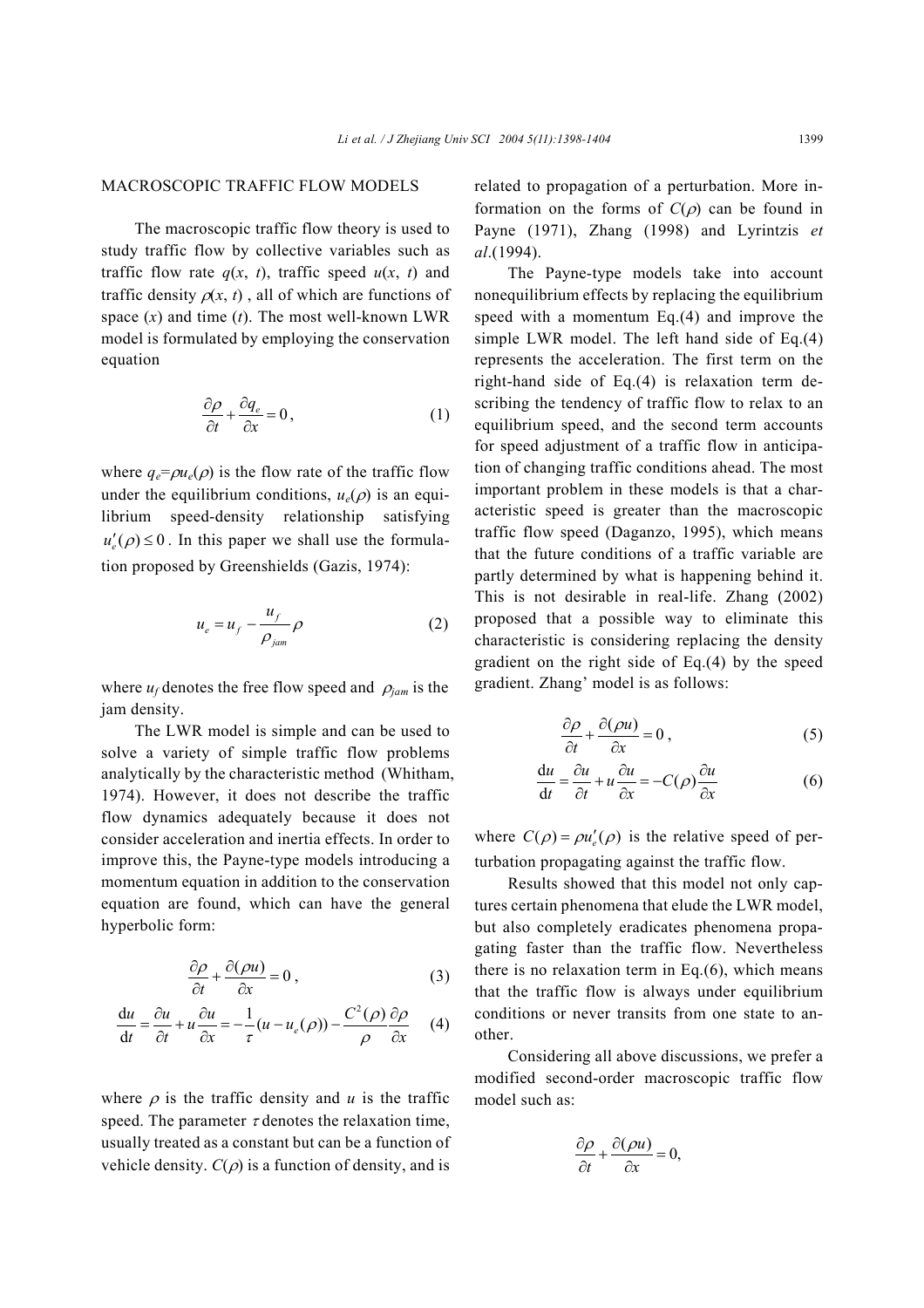## MACROSCOPIC TRAFFIC FLOW MODELS

The macroscopic traffic flow theory is used to study traffic flow by collective variables such as traffic flow rate $q(x, t)$, traffic speed $u(x, t)$ and traffic density $\rho(x, t)$ , all of which are functions of space ($x$) and time ($t$). The most well-known LWR model is formulated by employing the conservation equation

$$\frac{\partial \rho}{\partial t}+\frac{\partial q_e}{\partial x}=0, \tag{1}$$

where $q_e=\rho u_e(\rho)$ is the flow rate of the traffic flow under the equilibrium conditions, $u_e(\rho)$ is an equilibrium speed-density relationship satisfying $u_e'(\rho)\leq 0$. In this paper we shall use the formulation proposed by Greenshields (Gazis, 1974):

$$u_e = u_f - \frac{u_f}{\rho_{jam}}\rho \tag{2}$$

where $u_f$ denotes the free flow speed and $\rho_{jam}$ is the jam density.

The LWR model is simple and can be used to solve a variety of simple traffic flow problems analytically by the characteristic method (Whitham, 1974). However, it does not describe the traffic flow dynamics adequately because it does not consider acceleration and inertia effects. In order to improve this, the Payne-type models introducing a momentum equation in addition to the conservation equation are found, which can have the general hyperbolic form:

$$\frac{\partial \rho}{\partial t}+\frac{\partial(\rho u)}{\partial x}=0, \tag{3}$$

$$\frac{\mathrm{d}u}{\mathrm{d}t}=\frac{\partial u}{\partial t}+u\frac{\partial u}{\partial x}=-\frac{1}{\tau}(u-u_e(\rho))-\frac{C^2(\rho)}{\rho}\frac{\partial \rho}{\partial x} \tag{4}$$

where $\rho$ is the traffic density and $u$ is the traffic speed. The parameter $\tau$ denotes the relaxation time, usually treated as a constant but can be a function of vehicle density. $C(\rho)$ is a function of density, and is related to propagation of a perturbation. More information on the forms of $C(\rho)$ can be found in Payne (1971), Zhang (1998) and Lyrintzis *et al*.(1994).

The Payne-type models take into account nonequilibrium effects by replacing the equilibrium speed with a momentum Eq.(4) and improve the simple LWR model. The left hand side of Eq.(4) represents the acceleration. The first term on the right-hand side of Eq.(4) is relaxation term describing the tendency of traffic flow to relax to an equilibrium speed, and the second term accounts for speed adjustment of a traffic flow in anticipation of changing traffic conditions ahead. The most important problem in these models is that a characteristic speed is greater than the macroscopic traffic flow speed (Daganzo, 1995), which means that the future conditions of a traffic variable are partly determined by what is happening behind it. This is not desirable in real-life. Zhang (2002) proposed that a possible way to eliminate this characteristic is considering replacing the density gradient on the right side of Eq.(4) by the speed gradient. Zhang' model is as follows:

$$\frac{\partial \rho}{\partial t}+\frac{\partial(\rho u)}{\partial x}=0, \tag{5}$$

$$\frac{\mathrm{d}u}{\mathrm{d}t}=\frac{\partial u}{\partial t}+u\frac{\partial u}{\partial x}=-C(\rho)\frac{\partial u}{\partial x} \tag{6}$$

where $C(\rho)=\rho u_e'(\rho)$ is the relative speed of perturbation propagating against the traffic flow.

Results showed that this model not only captures certain phenomena that elude the LWR model, but also completely eradicates phenomena propagating faster than the traffic flow. Nevertheless there is no relaxation term in Eq.(6), which means that the traffic flow is always under equilibrium conditions or never transits from one state to another.

Considering all above discussions, we prefer a modified second-order macroscopic traffic flow model such as:

$$\frac{\partial \rho}{\partial t}+\frac{\partial(\rho u)}{\partial x}=0,$$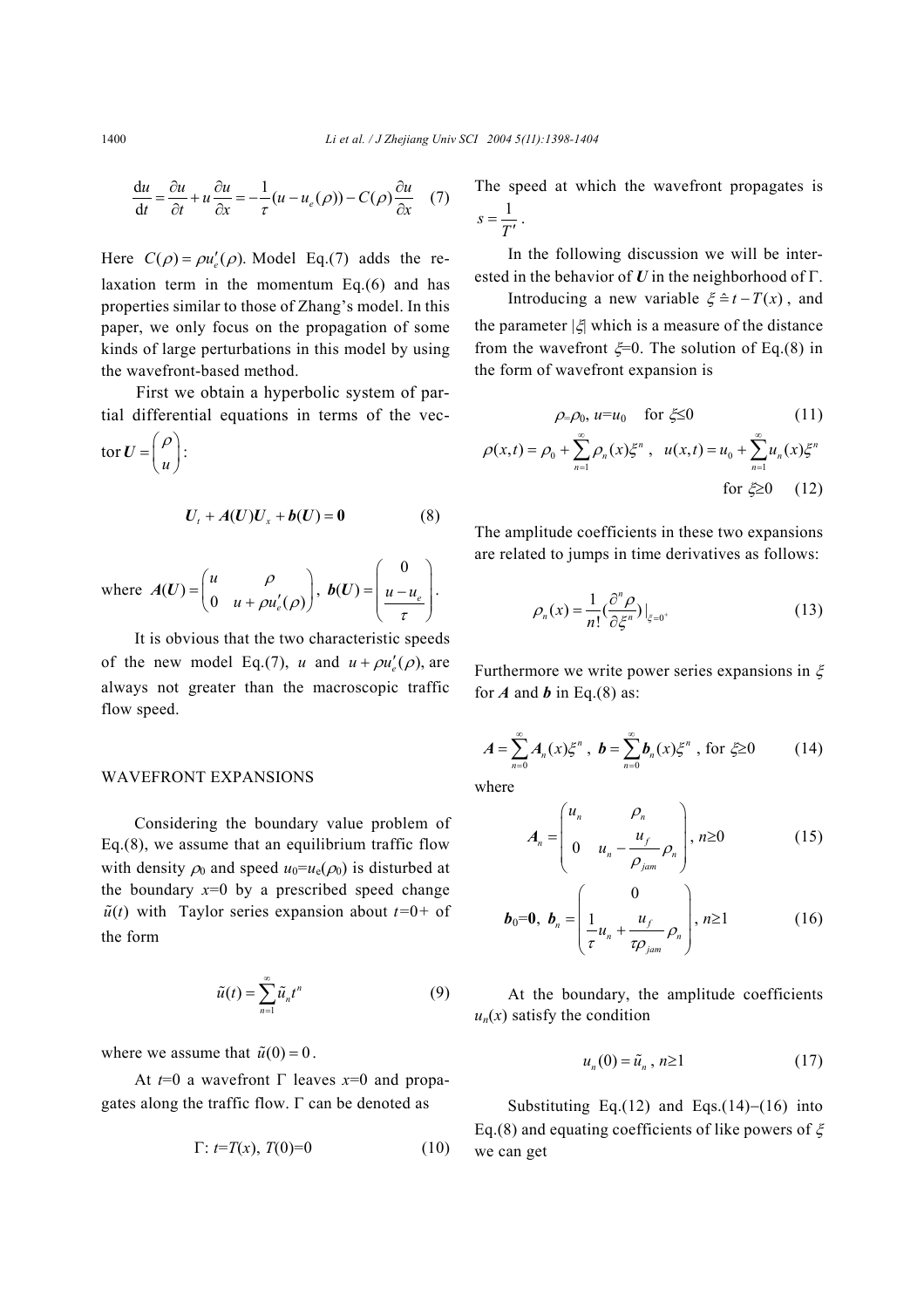$$\frac{\mathrm{d}u}{\mathrm{d}t}=\frac{\partial u}{\partial t}+u\frac{\partial u}{\partial x}=-\frac{1}{\tau}(u-u_e(\rho))-C(\rho)\frac{\partial u}{\partial x} \quad (7)$$

Here $C(\rho)=\rho u_e'(\rho)$. Model Eq.(7) adds the relaxation term in the momentum Eq.(6) and has properties similar to those of Zhang's model. In this paper, we only focus on the propagation of some kinds of large perturbations in this model by using the wavefront-based method.

First we obtain a hyperbolic system of partial differential equations in terms of the vector $\boldsymbol{U}=\begin{pmatrix}\rho \\ u\end{pmatrix}$:

$$\boldsymbol{U}_t+\boldsymbol{A}(\boldsymbol{U})\boldsymbol{U}_x+\boldsymbol{b}(\boldsymbol{U})=\boldsymbol{0} \quad (8)$$

where $\boldsymbol{A}(\boldsymbol{U})=\begin{pmatrix}u & \rho \\ 0 & u+\rho u_e'(\rho)\end{pmatrix}$, $\boldsymbol{b}(\boldsymbol{U})=\begin{pmatrix}0 \\ \dfrac{u-u_e}{\tau}\end{pmatrix}$.

It is obvious that the two characteristic speeds of the new model Eq.(7), $u$ and $u+\rho u_e'(\rho)$, are always not greater than the macroscopic traffic flow speed.

## WAVEFRONT EXPANSIONS

Considering the boundary value problem of Eq.(8), we assume that an equilibrium traffic flow with density $\rho_0$ and speed $u_0=u_e(\rho_0)$ is disturbed at the boundary $x=0$ by a prescribed speed change $\tilde{u}(t)$ with Taylor series expansion about $t=0+$ of the form

$$\tilde{u}(t)=\sum_{n=1}^{\infty}\tilde{u}_n t^n \quad (9)$$

where we assume that $\tilde{u}(0)=0$.

At $t=0$ a wavefront $\Gamma$ leaves $x=0$ and propagates along the traffic flow. $\Gamma$ can be denoted as

$$\Gamma:\ t=T(x),\ T(0)=0 \quad (10)$$

The speed at which the wavefront propagates is $s=\dfrac{1}{T'}$.

In the following discussion we will be interested in the behavior of $\boldsymbol{U}$ in the neighborhood of $\Gamma$.

Introducing a new variable $\xi \hat{=} t-T(x)$, and the parameter $|\xi|$ which is a measure of the distance from the wavefront $\xi=0$. The solution of Eq.(8) in the form of wavefront expansion is

$$\rho=\rho_0,\ u=u_0 \quad \text{for } \xi\leq 0 \quad (11)$$

$$\rho(x,t)=\rho_0+\sum_{n=1}^{\infty}\rho_n(x)\xi^n,\quad u(x,t)=u_0+\sum_{n=1}^{\infty}u_n(x)\xi^n \quad \text{for } \xi\geq 0 \quad (12)$$

The amplitude coefficients in these two expansions are related to jumps in time derivatives as follows:

$$\rho_n(x)=\frac{1}{n!}\left(\frac{\partial^n\rho}{\partial\xi^n}\right)\Big|_{\xi=0^+} \quad (13)$$

Furthermore we write power series expansions in $\xi$ for $\boldsymbol{A}$ and $\boldsymbol{b}$ in Eq.(8) as:

$$\boldsymbol{A}=\sum_{n=0}^{\infty}\boldsymbol{A}_n(x)\xi^n,\ \boldsymbol{b}=\sum_{n=0}^{\infty}\boldsymbol{b}_n(x)\xi^n,\ \text{for } \xi\geq 0 \quad (14)$$

where

$$\boldsymbol{A}_n=\begin{pmatrix}u_n & \rho_n \\ 0 & u_n-\dfrac{u_f}{\rho_{jam}}\rho_n\end{pmatrix},\ n\geq 0 \quad (15)$$

$$\boldsymbol{b}_0=\boldsymbol{0},\ \boldsymbol{b}_n=\begin{pmatrix}0 \\ \dfrac{1}{\tau}u_n+\dfrac{u_f}{\tau\rho_{jam}}\rho_n\end{pmatrix},\ n\geq 1 \quad (16)$$

At the boundary, the amplitude coefficients $u_n(x)$ satisfy the condition

$$u_n(0)=\tilde{u}_n,\ n\geq 1 \quad (17)$$

Substituting Eq.(12) and Eqs.(14)−(16) into Eq.(8) and equating coefficients of like powers of $\xi$ we can get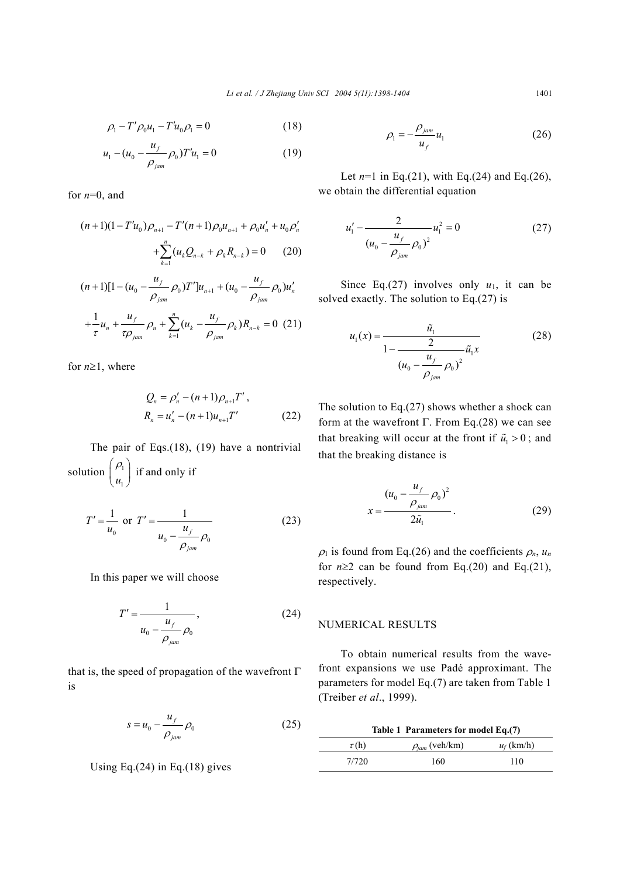$$\rho_1 - T'\rho_0 u_1 - T' u_0 \rho_1 = 0 \tag{18}$$

$$u_1 - (u_0 - \frac{u_f}{\rho_{jam}}\rho_0)T' u_1 = 0 \tag{19}$$

for $n$=0, and

$$(n+1)(1-T'u_0)\rho_{n+1} - T'(n+1)\rho_0 u_{n+1} + \rho_0 u_n' + u_0 \rho_n' + \sum_{k=1}^{n}(u_k Q_{n-k} + \rho_k R_{n-k}) = 0 \tag{20}$$

$$(n+1)[1-(u_0 - \frac{u_f}{\rho_{jam}}\rho_0)T']u_{n+1} + (u_0 - \frac{u_f}{\rho_{jam}}\rho_0)u_n' + \frac{1}{\tau}u_n + \frac{u_f}{\tau\rho_{jam}}\rho_n + \sum_{k=1}^{n}(u_k - \frac{u_f}{\rho_{jam}}\rho_k)R_{n-k} = 0 \tag{21}$$

for $n\geq 1$, where

$$Q_n = \rho_n' - (n+1)\rho_{n+1}T', \quad R_n = u_n' - (n+1)u_{n+1}T' \tag{22}$$

The pair of Eqs.(18), (19) have a nontrivial solution $\begin{pmatrix}\rho_1 \\ u_1\end{pmatrix}$ if and only if

$$T' = \frac{1}{u_0} \text{ or } T' = \frac{1}{u_0 - \frac{u_f}{\rho_{jam}}\rho_0} \tag{23}$$

In this paper we will choose

$$T' = \frac{1}{u_0 - \frac{u_f}{\rho_{jam}}\rho_0}, \tag{24}$$

that is, the speed of propagation of the wavefront Γ is

$$s = u_0 - \frac{u_f}{\rho_{jam}}\rho_0 \tag{25}$$

Using Eq.(24) in Eq.(18) gives

$$\rho_1 = -\frac{\rho_{jam}}{u_f}u_1 \tag{26}$$

Let $n$=1 in Eq.(21), with Eq.(24) and Eq.(26), we obtain the differential equation

$$u_1' - \frac{2}{(u_0 - \frac{u_f}{\rho_{jam}}\rho_0)^2}u_1^2 = 0 \tag{27}$$

Since Eq.(27) involves only $u_1$, it can be solved exactly. The solution to Eq.(27) is

$$u_1(x) = \frac{\tilde{u}_1}{1 - \frac{2}{(u_0 - \frac{u_f}{\rho_{jam}}\rho_0)^2}\tilde{u}_1 x} \tag{28}$$

The solution to Eq.(27) shows whether a shock can form at the wavefront Γ. From Eq.(28) we can see that breaking will occur at the front if $\tilde{u}_1 > 0$; and that the breaking distance is

$$x = \frac{(u_0 - \frac{u_f}{\rho_{jam}}\rho_0)^2}{2\tilde{u}_1}. \tag{29}$$

$\rho_1$ is found from Eq.(26) and the coefficients $\rho_n$, $u_n$ for $n\geq 2$ can be found from Eq.(20) and Eq.(21), respectively.

## NUMERICAL RESULTS

To obtain numerical results from the wavefront expansions we use Padé approximant. The parameters for model Eq.(7) are taken from Table 1 (Treiber *et al*., 1999).

**Table 1 Parameters for model Eq.(7)**

| $\tau$ (h) | $\rho_{jam}$ (veh/km) | $u_f$ (km/h) |
|---|---|---|
| 7/720 | 160 | 110 |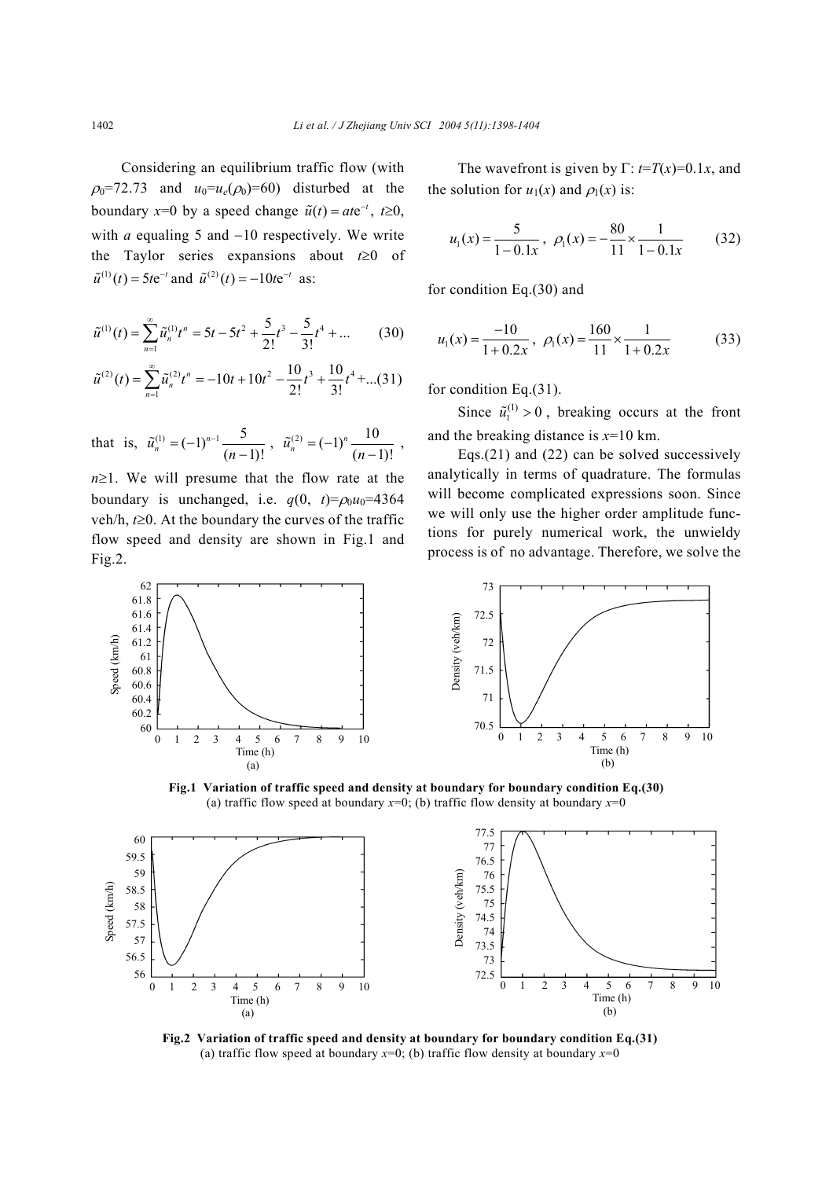Considering an equilibrium traffic flow (with $\rho_0$=72.73 and $u_0$=$u_e(\rho_0)$=60) disturbed at the boundary $x$=0 by a speed change $\tilde{u}(t)=ate^{-t}$, $t$≥0, with $a$ equaling 5 and −10 respectively. We write the Taylor series expansions about $t$≥0 of $\tilde{u}^{(1)}(t)=5te^{-t}$ and $\tilde{u}^{(2)}(t)=-10te^{-t}$ as:

$$\tilde{u}^{(1)}(t)=\sum_{n=1}^{\infty}\tilde{u}_n^{(1)}t^n=5t-5t^2+\frac{5}{2!}t^3-\frac{5}{3!}t^4+... \tag{30}$$

$$\tilde{u}^{(2)}(t)=\sum_{n=1}^{\infty}\tilde{u}_n^{(2)}t^n=-10t+10t^2-\frac{10}{2!}t^3+\frac{10}{3!}t^4+... \tag{31}$$

that is, $\tilde{u}_n^{(1)}=(-1)^{n-1}\dfrac{5}{(n-1)!}$, $\tilde{u}_n^{(2)}=(-1)^{n}\dfrac{10}{(n-1)!}$, $n$≥1. We will presume that the flow rate at the boundary is unchanged, i.e. $q(0, t)=\rho_0 u_0$=4364 veh/h, $t$≥0. At the boundary the curves of the traffic flow speed and density are shown in Fig.1 and Fig.2.

The wavefront is given by Γ: $t=T(x)=0.1x$, and the solution for $u_1(x)$ and $\rho_1(x)$ is:

$$u_1(x)=\frac{5}{1-0.1x},\ \rho_1(x)=-\frac{80}{11}\times\frac{1}{1-0.1x} \tag{32}$$

for condition Eq.(30) and

$$u_1(x)=\frac{-10}{1+0.2x},\ \rho_1(x)=\frac{160}{11}\times\frac{1}{1+0.2x} \tag{33}$$

for condition Eq.(31).

Since $\tilde{u}_1^{(1)}>0$, breaking occurs at the front and the breaking distance is $x$=10 km.

Eqs.(21) and (22) can be solved successively analytically in terms of quadrature. The formulas will become complicated expressions soon. Since we will only use the higher order amplitude functions for purely numerical work, the unwieldy process is of no advantage. Therefore, we solve the

**Fig.1 Variation of traffic speed and density at boundary for boundary condition Eq.(30)**
(a) traffic flow speed at boundary $x$=0; (b) traffic flow density at boundary $x$=0

**Fig.2 Variation of traffic speed and density at boundary for boundary condition Eq.(31)**
(a) traffic flow speed at boundary $x$=0; (b) traffic flow density at boundary $x$=0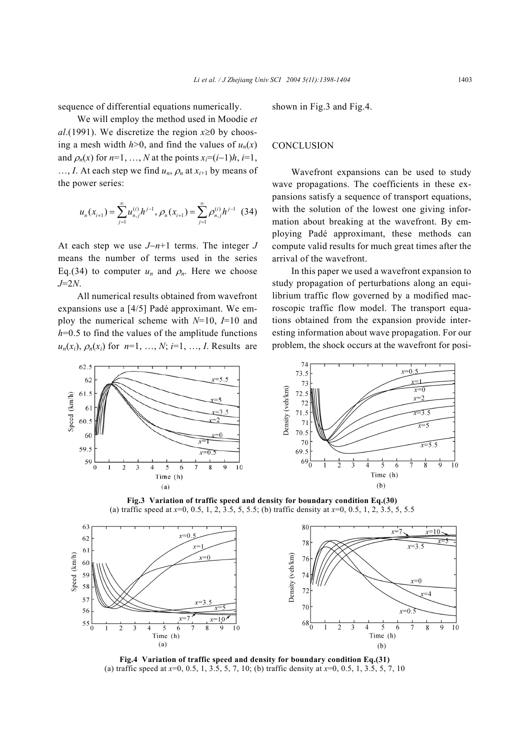sequence of differential equations numerically.

We will employ the method used in Moodie *et al*.(1991). We discretize the region $x \geq 0$ by choosing a mesh width $h>0$, and find the values of $u_n(x)$ and $\rho_n(x)$ for $n=1, \ldots, N$ at the points $x_i=(i-1)h$, $i=1, \ldots, I$. At each step we find $u_n$, $\rho_n$ at $x_{i+1}$ by means of the power series:

$$u_n(x_{i+1}) = \sum_{j=1}^{\infty} u_{n,j}^{(i)} h^{j-1}, \; \rho_n(x_{i+1}) = \sum_{j=1}^{\infty} \rho_{n,j}^{(i)} h^{j-1} \quad (34)$$

At each step we use $J-n+1$ terms. The integer $J$ means the number of terms used in the series Eq.(34) to computer $u_n$ and $\rho_n$. Here we choose $J=2N$.

All numerical results obtained from wavefront expansions use a [4/5] Padé approximant. We employ the numerical scheme with $N=10$, $I=10$ and $h=0.5$ to find the values of the amplitude functions $u_n(x_i)$, $\rho_n(x_i)$ for $n=1, \ldots, N$; $i=1, \ldots, I$. Results are shown in Fig.3 and Fig.4.

**Fig.3 Variation of traffic speed and density for boundary condition Eq.(30)**
(a) traffic speed at $x$=0, 0.5, 1, 2, 3.5, 5, 5.5; (b) traffic density at $x$=0, 0.5, 1, 2, 3.5, 5, 5.5

**Fig.4 Variation of traffic speed and density for boundary condition Eq.(31)**
(a) traffic speed at $x$=0, 0.5, 1, 3.5, 5, 7, 10; (b) traffic density at $x$=0, 0.5, 1, 3.5, 5, 7, 10

## CONCLUSION

Wavefront expansions can be used to study wave propagations. The coefficients in these expansions satisfy a sequence of transport equations, with the solution of the lowest one giving information about breaking at the wavefront. By employing Padé approximant, these methods can compute valid results for much great times after the arrival of the wavefront.

In this paper we used a wavefront expansion to study propagation of perturbations along an equilibrium traffic flow governed by a modified macroscopic traffic flow model. The transport equations obtained from the expansion provide interesting information about wave propagation. For our problem, the shock occurs at the wavefront for posi-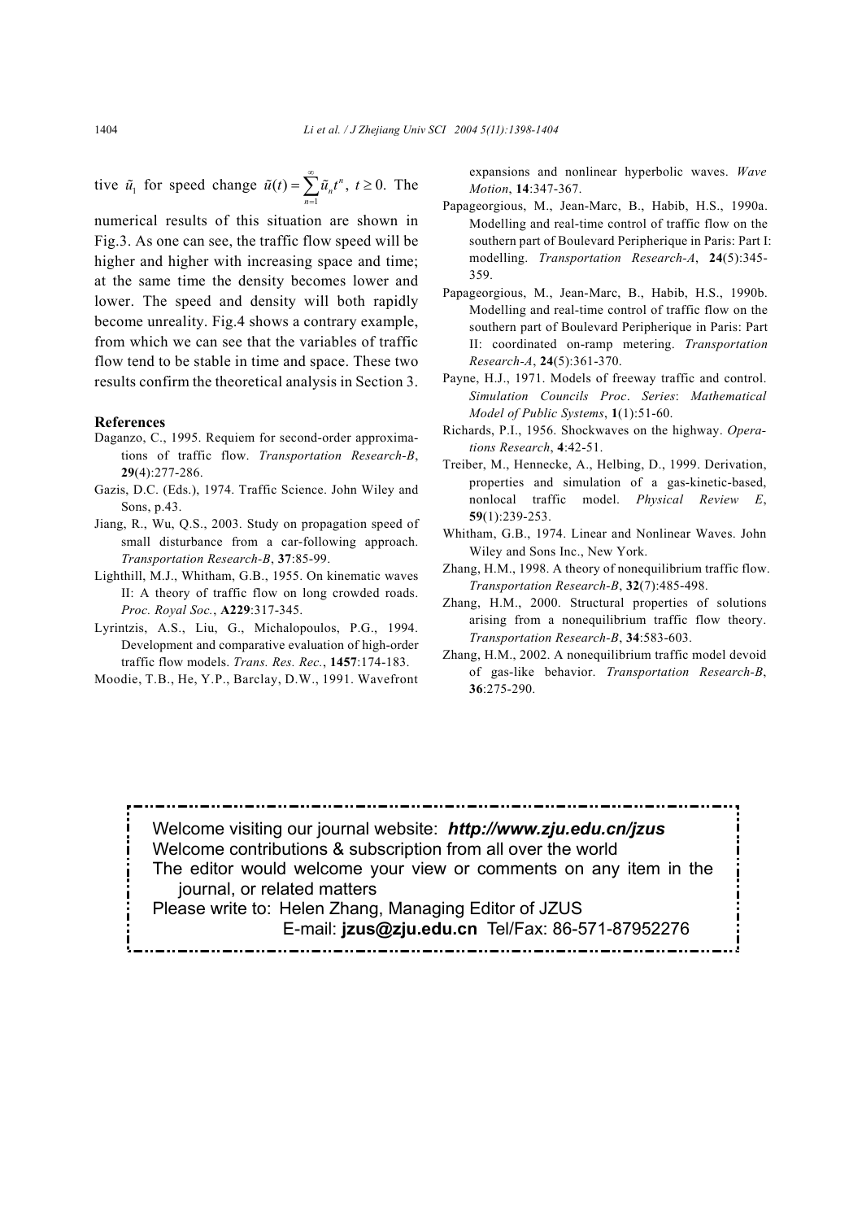tive $\tilde{u}_1$ for speed change $\tilde{u}(t)=\sum_{n=1}^{\infty}\tilde{u}_n t^n,\ t\geq 0.$ The numerical results of this situation are shown in Fig.3. As one can see, the traffic flow speed will be higher and higher with increasing space and time; at the same time the density becomes lower and lower. The speed and density will both rapidly become unreality. Fig.4 shows a contrary example, from which we can see that the variables of traffic flow tend to be stable in time and space. These two results confirm the theoretical analysis in Section 3.

## References

Daganzo, C., 1995. Requiem for second-order approximations of traffic flow. *Transportation Research-B*, **29**(4):277-286.

Gazis, D.C. (Eds.), 1974. Traffic Science. John Wiley and Sons, p.43.

Jiang, R., Wu, Q.S., 2003. Study on propagation speed of small disturbance from a car-following approach. *Transportation Research-B*, **37**:85-99.

Lighthill, M.J., Whitham, G.B., 1955. On kinematic waves II: A theory of traffic flow on long crowded roads. *Proc. Royal Soc.*, **A229**:317-345.

Lyrintzis, A.S., Liu, G., Michalopoulos, P.G., 1994. Development and comparative evaluation of high-order traffic flow models. *Trans. Res. Rec.*, **1457**:174-183.

Moodie, T.B., He, Y.P., Barclay, D.W., 1991. Wavefront expansions and nonlinear hyperbolic waves. *Wave Motion*, **14**:347-367.

Papageorgious, M., Jean-Marc, B., Habib, H.S., 1990a. Modelling and real-time control of traffic flow on the southern part of Boulevard Peripherique in Paris: Part I: modelling. *Transportation Research-A*, **24**(5):345-359.

Papageorgious, M., Jean-Marc, B., Habib, H.S., 1990b. Modelling and real-time control of traffic flow on the southern part of Boulevard Peripherique in Paris: Part II: coordinated on-ramp metering. *Transportation Research-A*, **24**(5):361-370.

Payne, H.J., 1971. Models of freeway traffic and control. *Simulation Councils Proc. Series: Mathematical Model of Public Systems*, **1**(1):51-60.

Richards, P.I., 1956. Shockwaves on the highway. *Operations Research*, **4**:42-51.

Treiber, M., Hennecke, A., Helbing, D., 1999. Derivation, properties and simulation of a gas-kinetic-based, nonlocal traffic model. *Physical Review E*, **59**(1):239-253.

Whitham, G.B., 1974. Linear and Nonlinear Waves. John Wiley and Sons Inc., New York.

Zhang, H.M., 1998. A theory of nonequilibrium traffic flow. *Transportation Research-B*, **32**(7):485-498.

Zhang, H.M., 2000. Structural properties of solutions arising from a nonequilibrium traffic flow theory. *Transportation Research-B*, **34**:583-603.

Zhang, H.M., 2002. A nonequilibrium traffic model devoid of gas-like behavior. *Transportation Research-B*, **36**:275-290.

---

Welcome visiting our journal website: ***http://www.zju.edu.cn/jzus***
Welcome contributions & subscription from all over the world
The editor would welcome your view or comments on any item in the journal, or related matters
Please write to: Helen Zhang, Managing Editor of JZUS
E-mail: **jzus@zju.edu.cn** Tel/Fax: 86-571-87952276